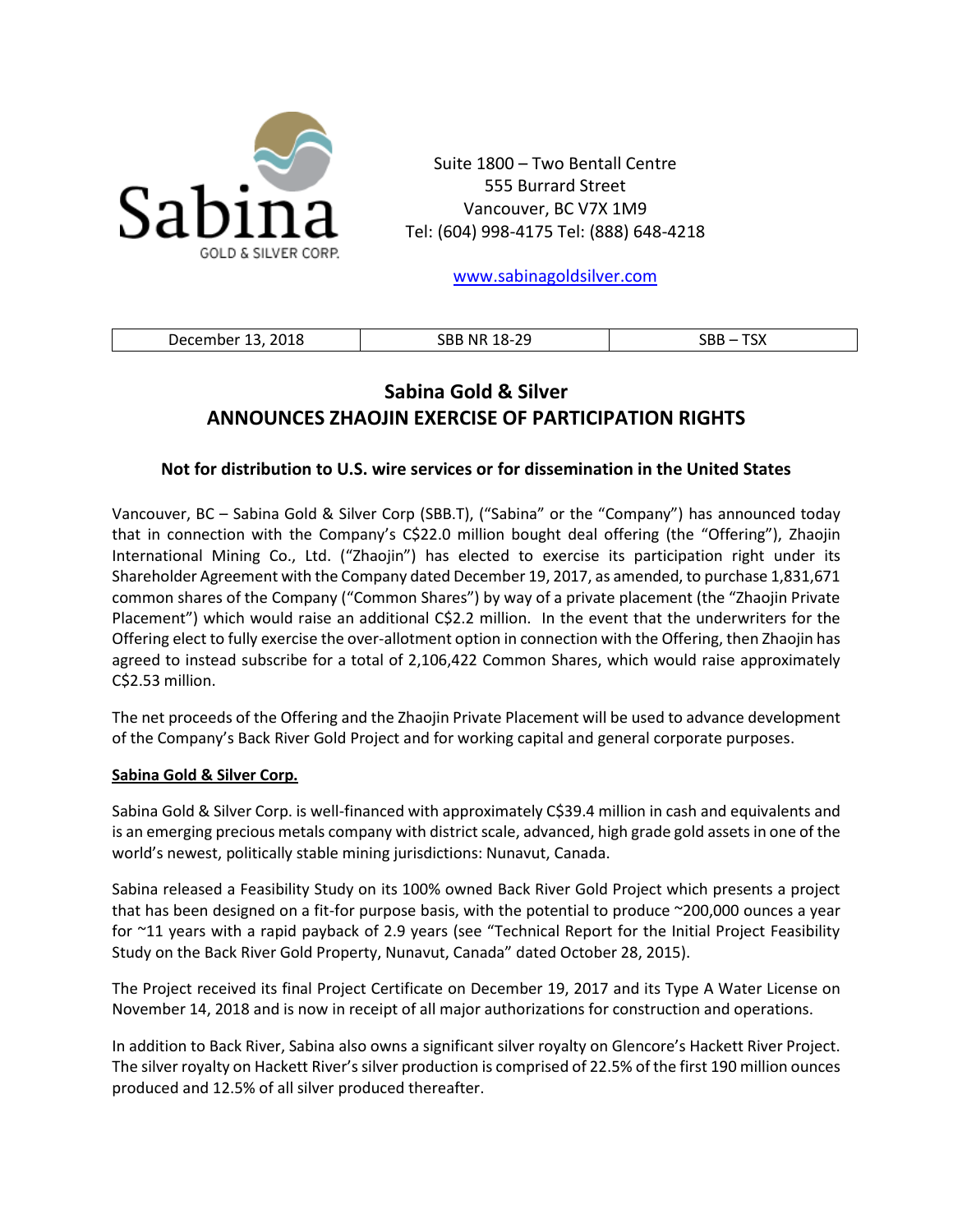Sabina
GOLD & SILVER CORP.

Suite 1800 – Two Bentall Centre
555 Burrard Street
Vancouver, BC V7X 1M9
Tel: (604) 998-4175 Tel: (888) 648-4218

www.sabinagoldsilver.com

| December 13, 2018 | SBB NR 18-29 | SBB – TSX |
|---|---|---|

# Sabina Gold & Silver
# ANNOUNCES ZHAOJIN EXERCISE OF PARTICIPATION RIGHTS

### Not for distribution to U.S. wire services or for dissemination in the United States

Vancouver, BC – Sabina Gold & Silver Corp (SBB.T), ("Sabina" or the "Company") has announced today that in connection with the Company's C$22.0 million bought deal offering (the "Offering"), Zhaojin International Mining Co., Ltd. ("Zhaojin") has elected to exercise its participation right under its Shareholder Agreement with the Company dated December 19, 2017, as amended, to purchase 1,831,671 common shares of the Company ("Common Shares") by way of a private placement (the "Zhaojin Private Placement") which would raise an additional C$2.2 million. In the event that the underwriters for the Offering elect to fully exercise the over-allotment option in connection with the Offering, then Zhaojin has agreed to instead subscribe for a total of 2,106,422 Common Shares, which would raise approximately C$2.53 million.

The net proceeds of the Offering and the Zhaojin Private Placement will be used to advance development of the Company's Back River Gold Project and for working capital and general corporate purposes.

**Sabina Gold & Silver Corp.**

Sabina Gold & Silver Corp. is well-financed with approximately C$39.4 million in cash and equivalents and is an emerging precious metals company with district scale, advanced, high grade gold assets in one of the world's newest, politically stable mining jurisdictions: Nunavut, Canada.

Sabina released a Feasibility Study on its 100% owned Back River Gold Project which presents a project that has been designed on a fit-for purpose basis, with the potential to produce ~200,000 ounces a year for ~11 years with a rapid payback of 2.9 years (see "Technical Report for the Initial Project Feasibility Study on the Back River Gold Property, Nunavut, Canada" dated October 28, 2015).

The Project received its final Project Certificate on December 19, 2017 and its Type A Water License on November 14, 2018 and is now in receipt of all major authorizations for construction and operations.

In addition to Back River, Sabina also owns a significant silver royalty on Glencore's Hackett River Project. The silver royalty on Hackett River's silver production is comprised of 22.5% of the first 190 million ounces produced and 12.5% of all silver produced thereafter.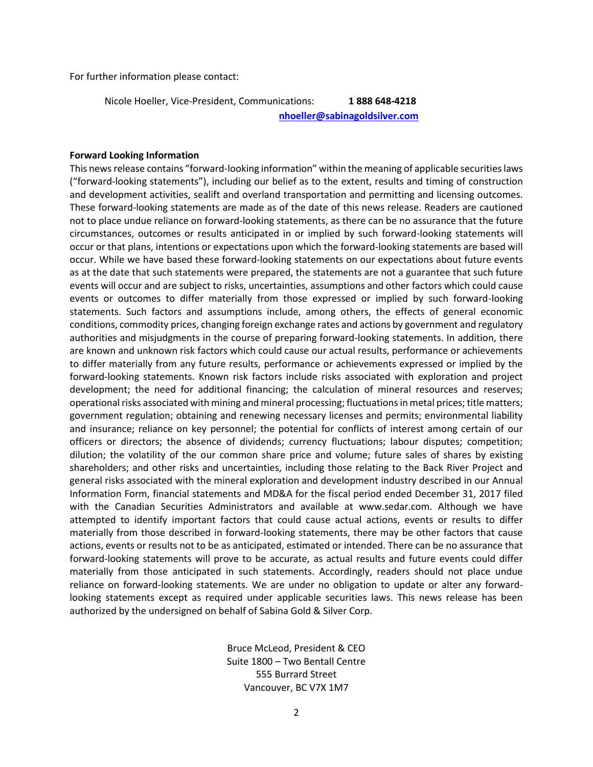For further information please contact:

Nicole Hoeller, Vice-President, Communications: **1 888 648-4218**
**nhoeller@sabinagoldsilver.com**

**Forward Looking Information**

This news release contains "forward-looking information" within the meaning of applicable securities laws ("forward-looking statements"), including our belief as to the extent, results and timing of construction and development activities, sealift and overland transportation and permitting and licensing outcomes. These forward-looking statements are made as of the date of this news release. Readers are cautioned not to place undue reliance on forward-looking statements, as there can be no assurance that the future circumstances, outcomes or results anticipated in or implied by such forward-looking statements will occur or that plans, intentions or expectations upon which the forward-looking statements are based will occur. While we have based these forward-looking statements on our expectations about future events as at the date that such statements were prepared, the statements are not a guarantee that such future events will occur and are subject to risks, uncertainties, assumptions and other factors which could cause events or outcomes to differ materially from those expressed or implied by such forward-looking statements. Such factors and assumptions include, among others, the effects of general economic conditions, commodity prices, changing foreign exchange rates and actions by government and regulatory authorities and misjudgments in the course of preparing forward-looking statements. In addition, there are known and unknown risk factors which could cause our actual results, performance or achievements to differ materially from any future results, performance or achievements expressed or implied by the forward-looking statements. Known risk factors include risks associated with exploration and project development; the need for additional financing; the calculation of mineral resources and reserves; operational risks associated with mining and mineral processing; fluctuations in metal prices; title matters; government regulation; obtaining and renewing necessary licenses and permits; environmental liability and insurance; reliance on key personnel; the potential for conflicts of interest among certain of our officers or directors; the absence of dividends; currency fluctuations; labour disputes; competition; dilution; the volatility of the our common share price and volume; future sales of shares by existing shareholders; and other risks and uncertainties, including those relating to the Back River Project and general risks associated with the mineral exploration and development industry described in our Annual Information Form, financial statements and MD&A for the fiscal period ended December 31, 2017 filed with the Canadian Securities Administrators and available at www.sedar.com. Although we have attempted to identify important factors that could cause actual actions, events or results to differ materially from those described in forward-looking statements, there may be other factors that cause actions, events or results not to be as anticipated, estimated or intended. There can be no assurance that forward-looking statements will prove to be accurate, as actual results and future events could differ materially from those anticipated in such statements. Accordingly, readers should not place undue reliance on forward-looking statements. We are under no obligation to update or alter any forward-looking statements except as required under applicable securities laws. This news release has been authorized by the undersigned on behalf of Sabina Gold & Silver Corp.

Bruce McLeod, President & CEO
Suite 1800 – Two Bentall Centre
555 Burrard Street
Vancouver, BC V7X 1M7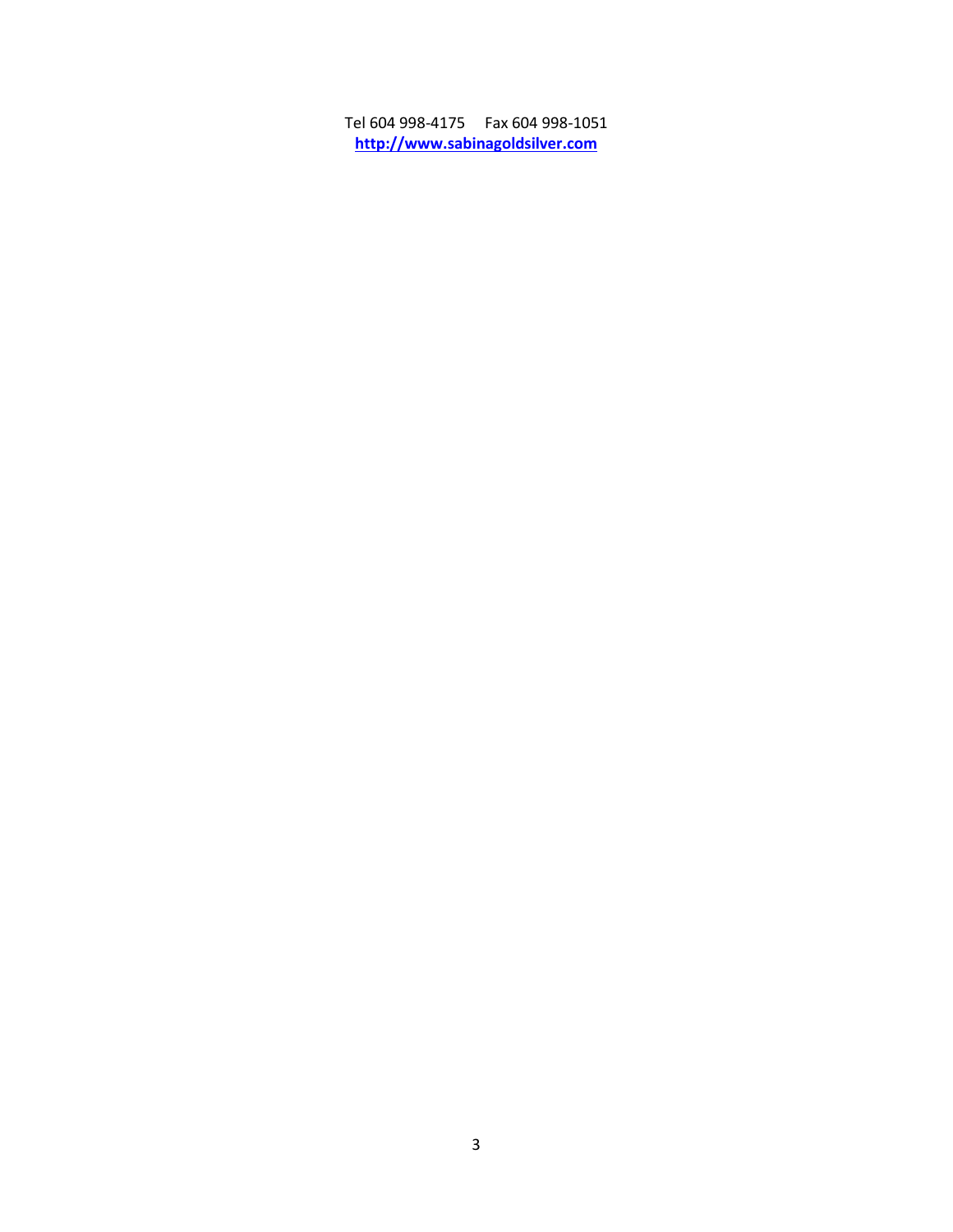Tel 604 998-4175 Fax 604 998-1051

**http://www.sabinagoldsilver.com**